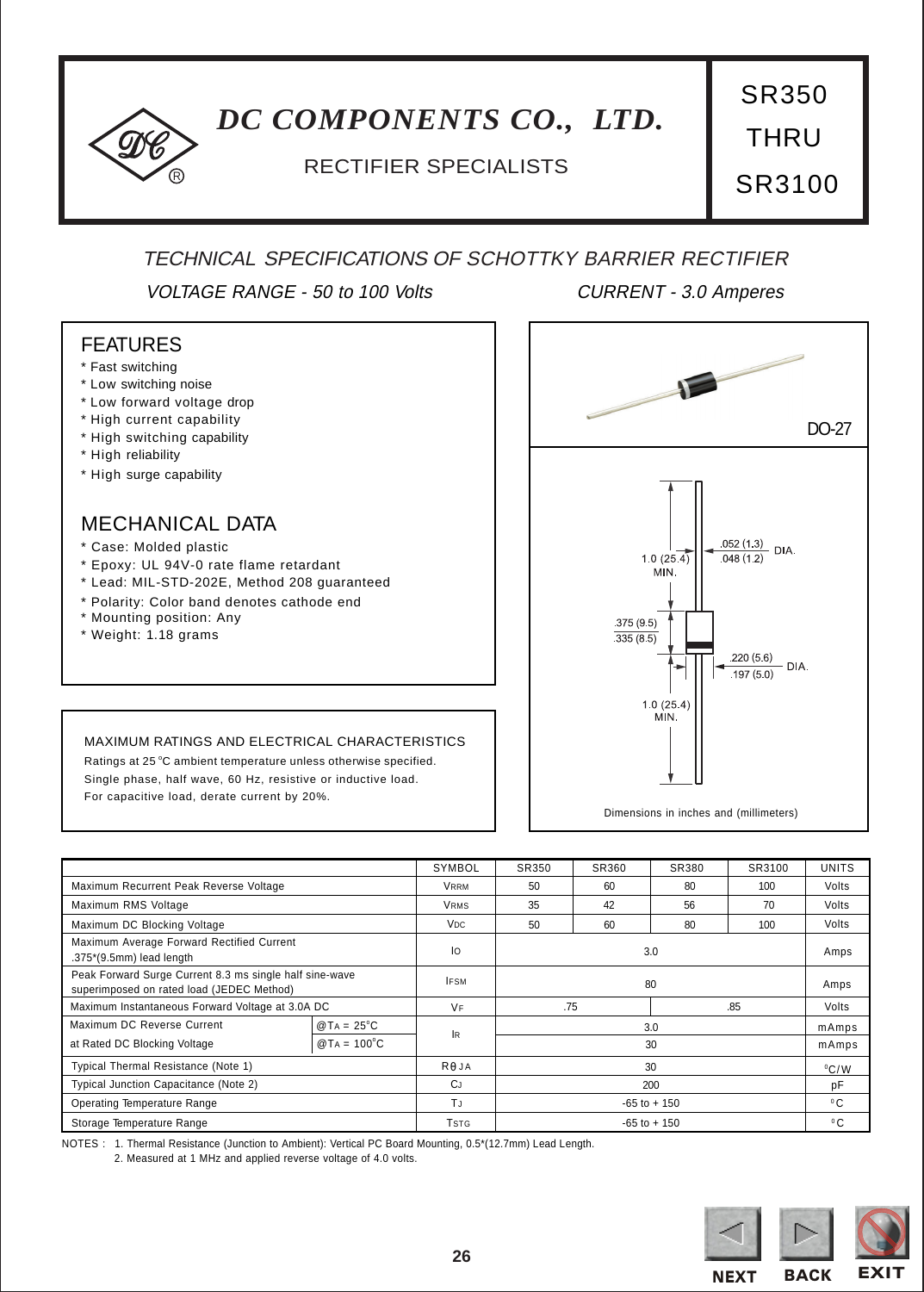# DC COMPONENTS CO., LTD.

RECTIFIER SPECIALISTS

**SR350 THRU SR3100**

## TECHNICAL SPECIFICATIONS OF SCHOTTKY BARRIER RECTIFIER

*VOLTAGE RANGE - 50 to 100 Volts*　　*CURRENT - 3.0 Amperes*

## FEATURES

* Fast switching
* Low switching noise
* Low forward voltage drop
* High current capability
* High switching capability
* High reliability
* High surge capability

## MECHANICAL DATA

* Case: Molded plastic
* Epoxy: UL 94V-0 rate flame retardant
* Lead: MIL-STD-202E, Method 208 guaranteed
* Polarity: Color band denotes cathode end
* Mounting position: Any
* Weight: 1.18 grams

DO-27

1.0 (25.4) MIN.

.052 (1.3) / .048 (1.2) DIA.

.375 (9.5) / .335 (8.5)

.220 (5.6) / .197 (5.0) DIA.

1.0 (25.4) MIN.

Dimensions in inches and (millimeters)

### MAXIMUM RATINGS AND ELECTRICAL CHARACTERISTICS

Ratings at 25 °C ambient temperature unless otherwise specified.
Single phase, half wave, 60 Hz, resistive or inductive load.
For capacitive load, derate current by 20%.

| | | SYMBOL | SR350 | SR360 | SR380 | SR3100 | UNITS |
|---|---|---|---|---|---|---|---|
| Maximum Recurrent Peak Reverse Voltage | | $V_{RRM}$ | 50 | 60 | 80 | 100 | Volts |
| Maximum RMS Voltage | | $V_{RMS}$ | 35 | 42 | 56 | 70 | Volts |
| Maximum DC Blocking Voltage | | $V_{DC}$ | 50 | 60 | 80 | 100 | Volts |
| Maximum Average Forward Rectified Current .375"(9.5mm) lead length | | $I_O$ | 3.0 | | | | Amps |
| Peak Forward Surge Current 8.3 ms single half sine-wave superimposed on rated load (JEDEC Method) | | $I_{FSM}$ | 80 | | | | Amps |
| Maximum Instantaneous Forward Voltage at 3.0A DC | | $V_F$ | .75 | | .85 | | Volts |
| Maximum DC Reverse Current | @$T_A$ = 25°C | $I_R$ | 3.0 | | | | mAmps |
| at Rated DC Blocking Voltage | @$T_A$ = 100°C | | 30 | | | | mAmps |
| Typical Thermal Resistance (Note 1) | | $R\theta JA$ | 30 | | | | °C/W |
| Typical Junction Capacitance (Note 2) | | $C_J$ | 200 | | | | pF |
| Operating Temperature Range | | $T_J$ | -65 to + 150 | | | | °C |
| Storage Temperature Range | | $T_{STG}$ | -65 to + 150 | | | | °C |

NOTES : 1. Thermal Resistance (Junction to Ambient): Vertical PC Board Mounting, 0.5"(12.7mm) Lead Length.
2. Measured at 1 MHz and applied reverse voltage of 4.0 volts.

NEXT　BACK　EXIT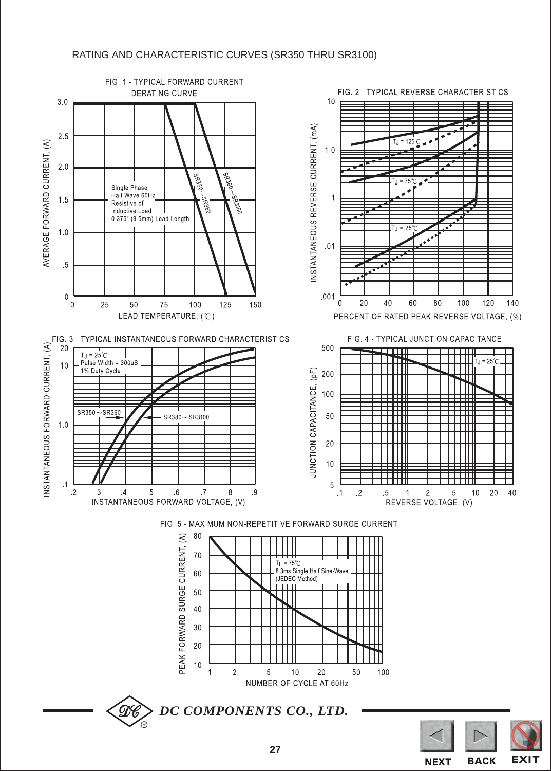# RATING AND CHARACTERISTIC CURVES (SR350 THRU SR3100)

FIG. 1 - TYPICAL FORWARD CURRENT DERATING CURVE

AVERAGE FORWARD CURRENT, (A)

3.0
2.5
2.0
1.5
1.0
.5
0

0 25 50 75 100 125 150

LEAD TEMPERATURE, (℃)

Single Phase
Half Wave 60Hz
Resistive of
Inductive Load
0.375" (9.5mm) Lead Length

SR350～SR360
SR380～SR3100

FIG. 2 - TYPICAL REVERSE CHARACTERISTICS

INSTANTANEOUS REVERSE CURRENT, (mA)

10
1.0
.1
.01
.001

0 20 40 60 80 100 120 140

PERCENT OF RATED PEAK REVERSE VOLTAGE, (%)

$T_J$ = 125℃
$T_J$ = 75℃
$T_J$ = 25℃

FIG. 3 - TYPICAL INSTANTANEOUS FORWARD CHARACTERISTICS

INSTANTANEOUS FORWARD CURRENT, (A)

20
10
1.0
.1

.2 .3 .4 .5 .6 .7 .8 .9

INSTANTANEOUS FORWARD VOLTAGE, (V)

$T_J$ = 25℃
Pulse Width = 300uS
1% Duty Cycle

SR350～SR360
SR380～SR3100

FIG. 4 - TYPICAL JUNCTION CAPACITANCE

JUNCTION CAPACITANCE, (pF)

500
200
100
50
20
10
5

.1 .2 .5 1 2 5 10 20 40

REVERSE VOLTAGE, (V)

$T_J$ = 25℃

FIG. 5 - MAXIMUM NON-REPETITIVE FORWARD SURGE CURRENT

PEAK FORWARD SURGE CURRENT, (A)

80
70
60
50
40
30
20
10

1 2 5 10 20 50 100

NUMBER OF CYCLE AT 60Hz

$T_L$ = 75℃
8.3ms Single Half Sine-Wave
(JEDEC Method)

**DC COMPONENTS CO., LTD.**

NEXT BACK EXIT